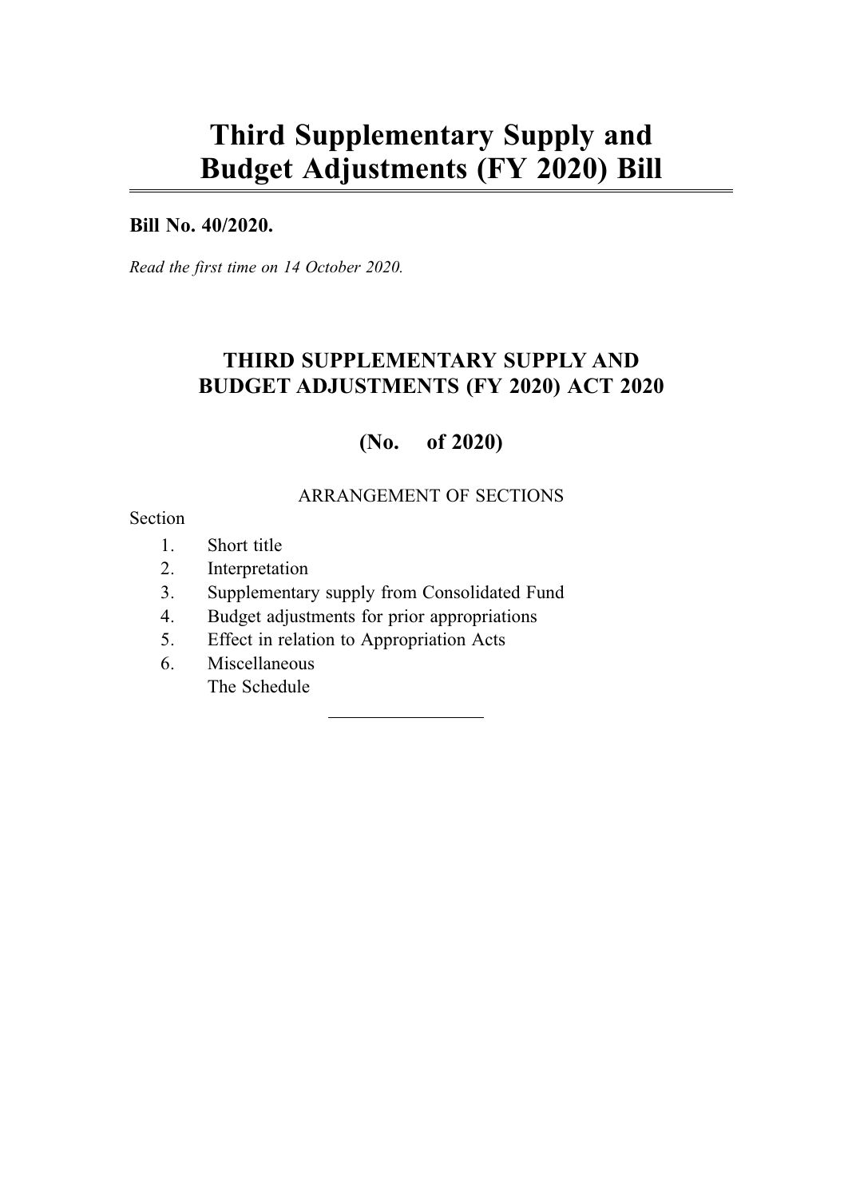# Third Supplementary Supply and Budget Adjustments (FY 2020) Bill

**Bill No. 40/2020.**

*Read the first time on 14 October 2020.*

## THIRD SUPPLEMENTARY SUPPLY AND BUDGET ADJUSTMENTS (FY 2020) ACT 2020

## (No. of 2020)

ARRANGEMENT OF SECTIONS

Section

1. Short title
2. Interpretation
3. Supplementary supply from Consolidated Fund
4. Budget adjustments for prior appropriations
5. Effect in relation to Appropriation Acts
6. Miscellaneous

The Schedule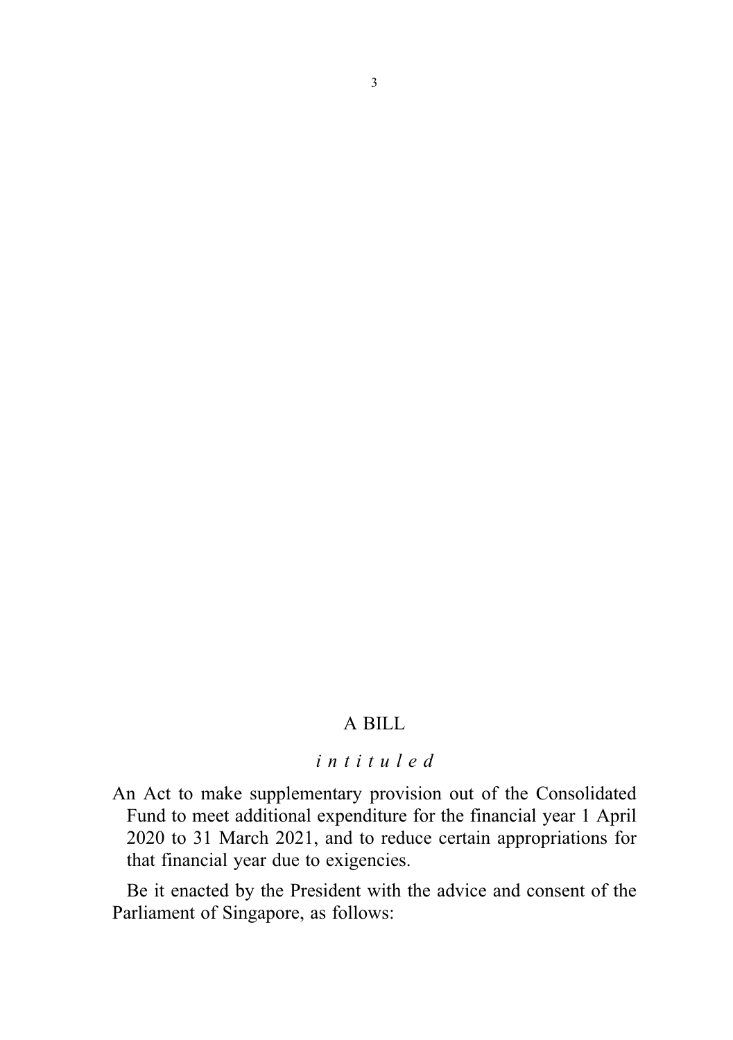A BILL

*intituled*

An Act to make supplementary provision out of the Consolidated Fund to meet additional expenditure for the financial year 1 April 2020 to 31 March 2021, and to reduce certain appropriations for that financial year due to exigencies.

Be it enacted by the President with the advice and consent of the Parliament of Singapore, as follows: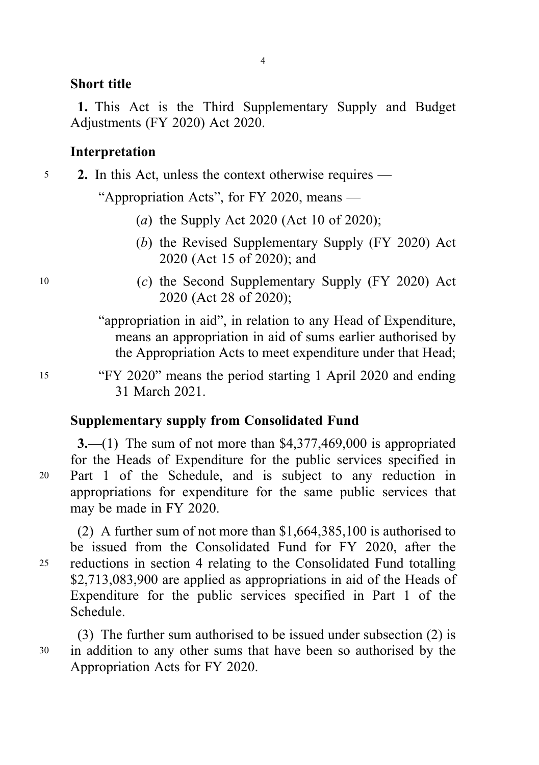### Short title

**1.** This Act is the Third Supplementary Supply and Budget Adjustments (FY 2020) Act 2020.

### Interpretation

**2.** In this Act, unless the context otherwise requires —

"Appropriation Acts", for FY 2020, means —

(*a*) the Supply Act 2020 (Act 10 of 2020);

(*b*) the Revised Supplementary Supply (FY 2020) Act 2020 (Act 15 of 2020); and

(*c*) the Second Supplementary Supply (FY 2020) Act 2020 (Act 28 of 2020);

"appropriation in aid", in relation to any Head of Expenditure, means an appropriation in aid of sums earlier authorised by the Appropriation Acts to meet expenditure under that Head;

"FY 2020" means the period starting 1 April 2020 and ending 31 March 2021.

### Supplementary supply from Consolidated Fund

**3.**—(1) The sum of not more than $4,377,469,000 is appropriated for the Heads of Expenditure for the public services specified in Part 1 of the Schedule, and is subject to any reduction in appropriations for expenditure for the same public services that may be made in FY 2020.

(2) A further sum of not more than $1,664,385,100 is authorised to be issued from the Consolidated Fund for FY 2020, after the reductions in section 4 relating to the Consolidated Fund totalling $2,713,083,900 are applied as appropriations in aid of the Heads of Expenditure for the public services specified in Part 1 of the Schedule.

(3) The further sum authorised to be issued under subsection (2) is in addition to any other sums that have been so authorised by the Appropriation Acts for FY 2020.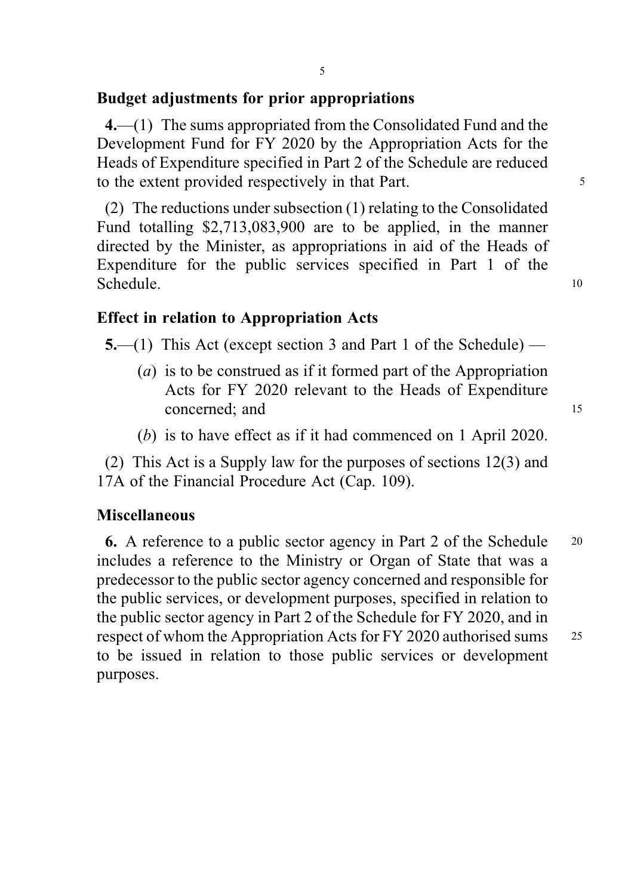### Budget adjustments for prior appropriations

**4.**—(1) The sums appropriated from the Consolidated Fund and the Development Fund for FY 2020 by the Appropriation Acts for the Heads of Expenditure specified in Part 2 of the Schedule are reduced to the extent provided respectively in that Part.

(2) The reductions under subsection (1) relating to the Consolidated Fund totalling $2,713,083,900 are to be applied, in the manner directed by the Minister, as appropriations in aid of the Heads of Expenditure for the public services specified in Part 1 of the Schedule.

### Effect in relation to Appropriation Acts

**5.**—(1) This Act (except section 3 and Part 1 of the Schedule) —

(*a*) is to be construed as if it formed part of the Appropriation Acts for FY 2020 relevant to the Heads of Expenditure concerned; and

(*b*) is to have effect as if it had commenced on 1 April 2020.

(2) This Act is a Supply law for the purposes of sections 12(3) and 17A of the Financial Procedure Act (Cap. 109).

### Miscellaneous

**6.** A reference to a public sector agency in Part 2 of the Schedule includes a reference to the Ministry or Organ of State that was a predecessor to the public sector agency concerned and responsible for the public services, or development purposes, specified in relation to the public sector agency in Part 2 of the Schedule for FY 2020, and in respect of whom the Appropriation Acts for FY 2020 authorised sums to be issued in relation to those public services or development purposes.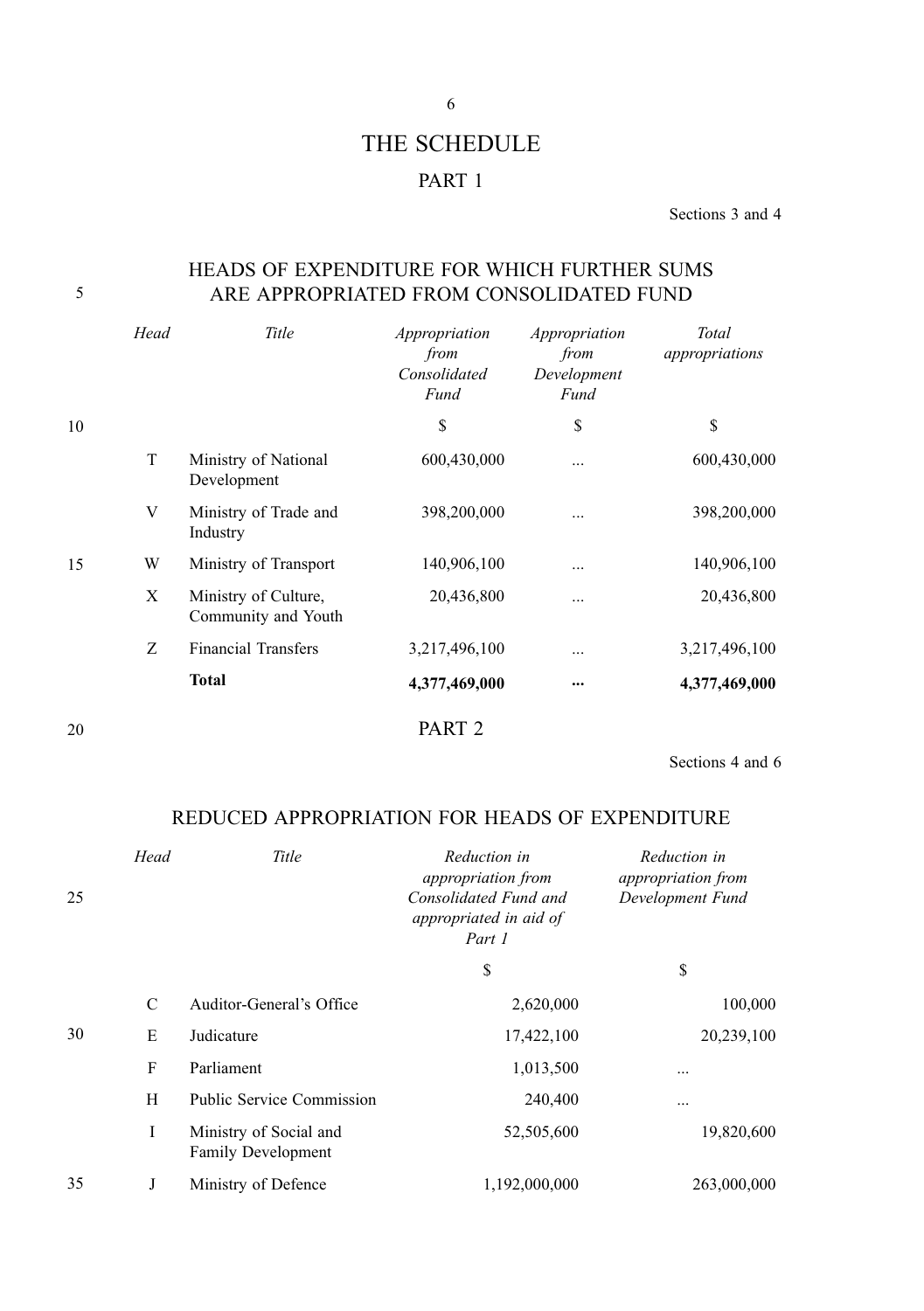# THE SCHEDULE

## PART 1

Sections 3 and 4

### HEADS OF EXPENDITURE FOR WHICH FURTHER SUMS ARE APPROPRIATED FROM CONSOLIDATED FUND

| *Head* | *Title* | *Appropriation from Consolidated Fund* | *Appropriation from Development Fund* | *Total appropriations* |
|---|---|---|---|---|
| | | $ | $ | $ |
| T | Ministry of National Development | 600,430,000 | ... | 600,430,000 |
| V | Ministry of Trade and Industry | 398,200,000 | ... | 398,200,000 |
| W | Ministry of Transport | 140,906,100 | ... | 140,906,100 |
| X | Ministry of Culture, Community and Youth | 20,436,800 | ... | 20,436,800 |
| Z | Financial Transfers | 3,217,496,100 | ... | 3,217,496,100 |
| | **Total** | **4,377,469,000** | **...** | **4,377,469,000** |

## PART 2

Sections 4 and 6

### REDUCED APPROPRIATION FOR HEADS OF EXPENDITURE

| *Head* | *Title* | *Reduction in appropriation from Consolidated Fund and appropriated in aid of Part 1* | *Reduction in appropriation from Development Fund* |
|---|---|---|---|
| | | $ | $ |
| C | Auditor-General's Office | 2,620,000 | 100,000 |
| E | Judicature | 17,422,100 | 20,239,100 |
| F | Parliament | 1,013,500 | ... |
| H | Public Service Commission | 240,400 | ... |
| I | Ministry of Social and Family Development | 52,505,600 | 19,820,600 |
| J | Ministry of Defence | 1,192,000,000 | 263,000,000 |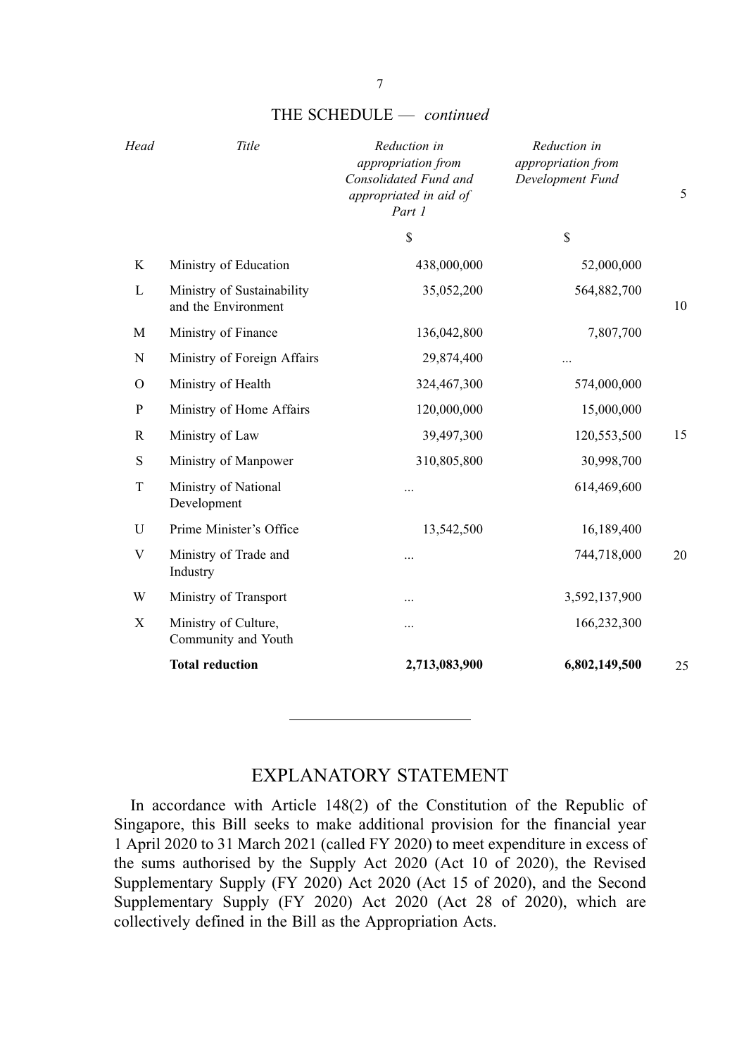THE SCHEDULE — *continued*

| *Head* | *Title* | *Reduction in appropriation from Consolidated Fund and appropriated in aid of Part 1* | *Reduction in appropriation from Development Fund* |
|---|---|---|---|
| | | $ | $ |
| K | Ministry of Education | 438,000,000 | 52,000,000 |
| L | Ministry of Sustainability and the Environment | 35,052,200 | 564,882,700 |
| M | Ministry of Finance | 136,042,800 | 7,807,700 |
| N | Ministry of Foreign Affairs | 29,874,400 | ... |
| O | Ministry of Health | 324,467,300 | 574,000,000 |
| P | Ministry of Home Affairs | 120,000,000 | 15,000,000 |
| R | Ministry of Law | 39,497,300 | 120,553,500 |
| S | Ministry of Manpower | 310,805,800 | 30,998,700 |
| T | Ministry of National Development | ... | 614,469,600 |
| U | Prime Minister's Office | 13,542,500 | 16,189,400 |
| V | Ministry of Trade and Industry | ... | 744,718,000 |
| W | Ministry of Transport | ... | 3,592,137,900 |
| X | Ministry of Culture, Community and Youth | ... | 166,232,300 |
| | **Total reduction** | **2,713,083,900** | **6,802,149,500** |

---

## EXPLANATORY STATEMENT

In accordance with Article 148(2) of the Constitution of the Republic of Singapore, this Bill seeks to make additional provision for the financial year 1 April 2020 to 31 March 2021 (called FY 2020) to meet expenditure in excess of the sums authorised by the Supply Act 2020 (Act 10 of 2020), the Revised Supplementary Supply (FY 2020) Act 2020 (Act 15 of 2020), and the Second Supplementary Supply (FY 2020) Act 2020 (Act 28 of 2020), which are collectively defined in the Bill as the Appropriation Acts.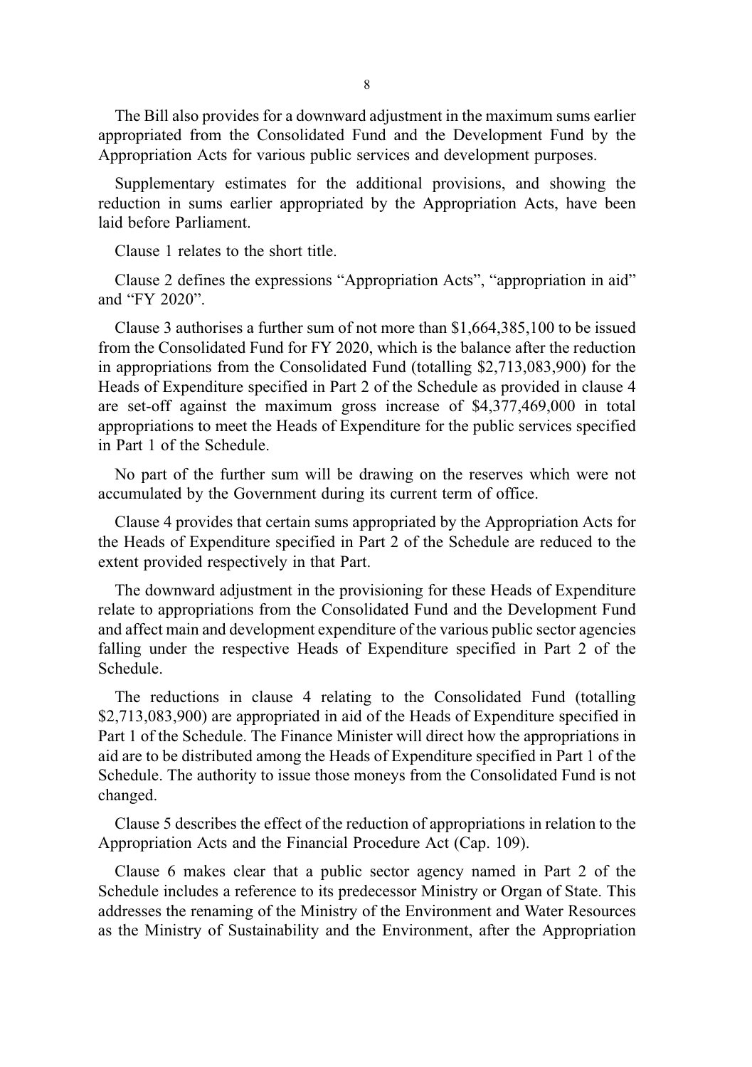The Bill also provides for a downward adjustment in the maximum sums earlier appropriated from the Consolidated Fund and the Development Fund by the Appropriation Acts for various public services and development purposes.

Supplementary estimates for the additional provisions, and showing the reduction in sums earlier appropriated by the Appropriation Acts, have been laid before Parliament.

Clause 1 relates to the short title.

Clause 2 defines the expressions "Appropriation Acts", "appropriation in aid" and "FY 2020".

Clause 3 authorises a further sum of not more than $1,664,385,100 to be issued from the Consolidated Fund for FY 2020, which is the balance after the reduction in appropriations from the Consolidated Fund (totalling $2,713,083,900) for the Heads of Expenditure specified in Part 2 of the Schedule as provided in clause 4 are set-off against the maximum gross increase of $4,377,469,000 in total appropriations to meet the Heads of Expenditure for the public services specified in Part 1 of the Schedule.

No part of the further sum will be drawing on the reserves which were not accumulated by the Government during its current term of office.

Clause 4 provides that certain sums appropriated by the Appropriation Acts for the Heads of Expenditure specified in Part 2 of the Schedule are reduced to the extent provided respectively in that Part.

The downward adjustment in the provisioning for these Heads of Expenditure relate to appropriations from the Consolidated Fund and the Development Fund and affect main and development expenditure of the various public sector agencies falling under the respective Heads of Expenditure specified in Part 2 of the Schedule.

The reductions in clause 4 relating to the Consolidated Fund (totalling $2,713,083,900) are appropriated in aid of the Heads of Expenditure specified in Part 1 of the Schedule. The Finance Minister will direct how the appropriations in aid are to be distributed among the Heads of Expenditure specified in Part 1 of the Schedule. The authority to issue those moneys from the Consolidated Fund is not changed.

Clause 5 describes the effect of the reduction of appropriations in relation to the Appropriation Acts and the Financial Procedure Act (Cap. 109).

Clause 6 makes clear that a public sector agency named in Part 2 of the Schedule includes a reference to its predecessor Ministry or Organ of State. This addresses the renaming of the Ministry of the Environment and Water Resources as the Ministry of Sustainability and the Environment, after the Appropriation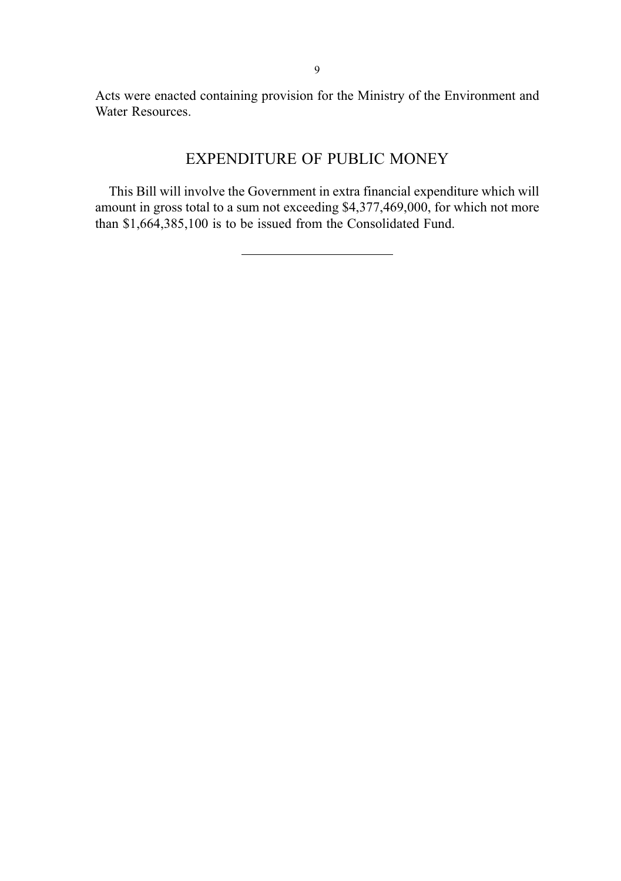Acts were enacted containing provision for the Ministry of the Environment and Water Resources.

## EXPENDITURE OF PUBLIC MONEY

This Bill will involve the Government in extra financial expenditure which will amount in gross total to a sum not exceeding $4,377,469,000, for which not more than $1,664,385,100 is to be issued from the Consolidated Fund.